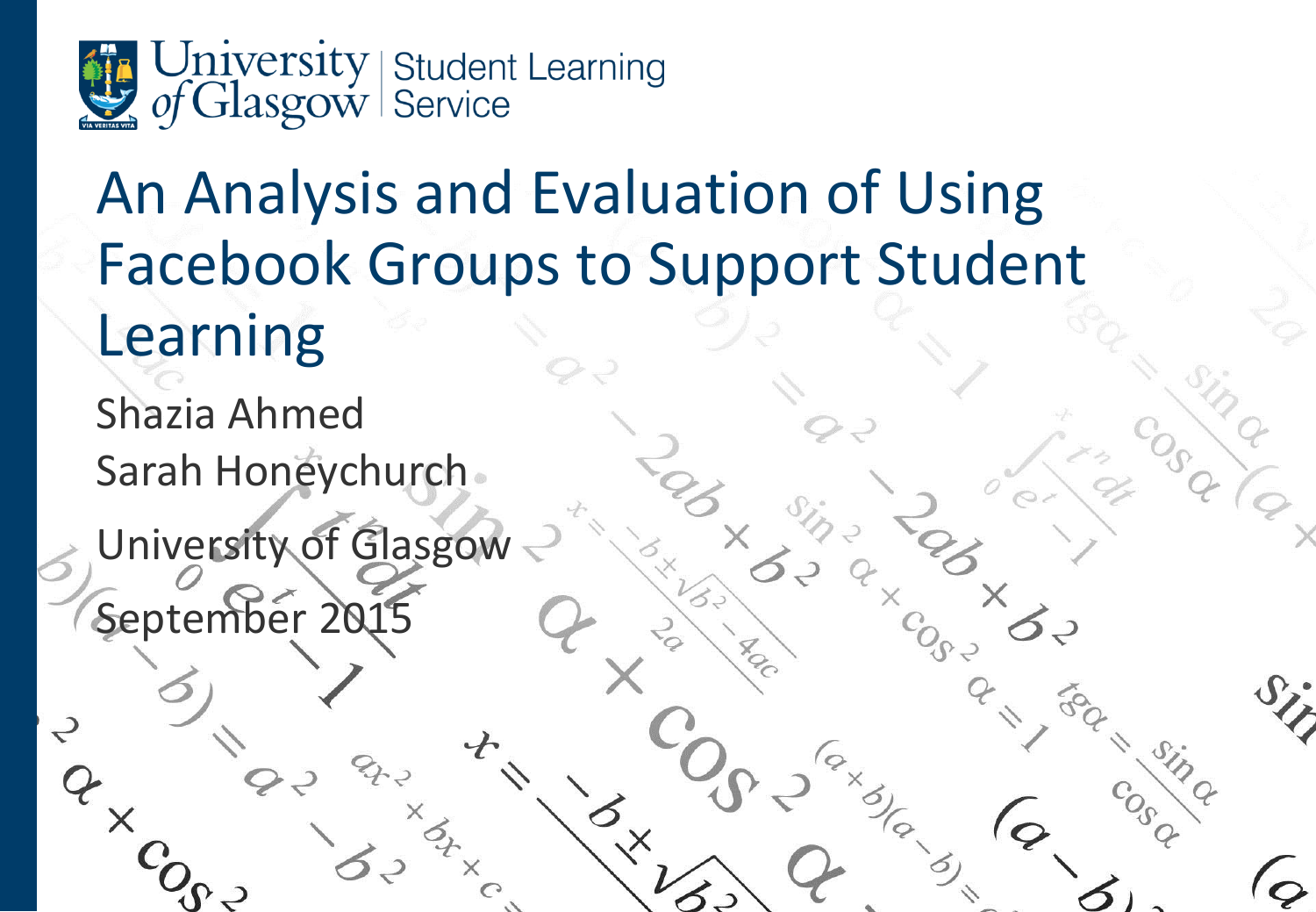University of Glasgow | Student Learning Service

# An Analysis and Evaluation of Using Facebook Groups to Support Student Learning

Shazia Ahmed

Sarah Honeychurch

University of Glasgow

September 2015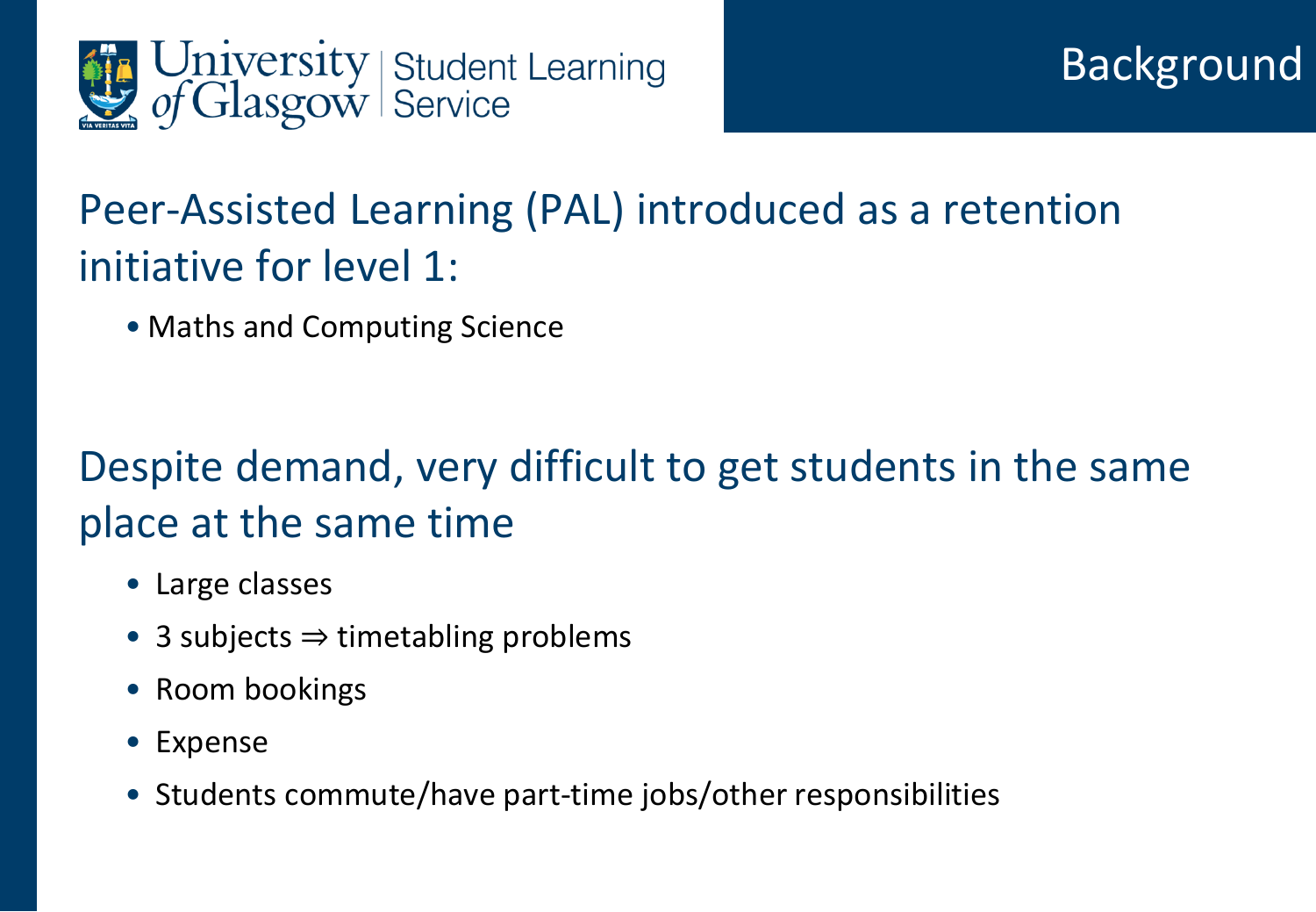# Background

## Peer-Assisted Learning (PAL) introduced as a retention initiative for level 1:

- Maths and Computing Science

## Despite demand, very difficult to get students in the same place at the same time

- Large classes
- 3 subjects $\Rightarrow$ timetabling problems
- Room bookings
- Expense
- Students commute/have part-time jobs/other responsibilities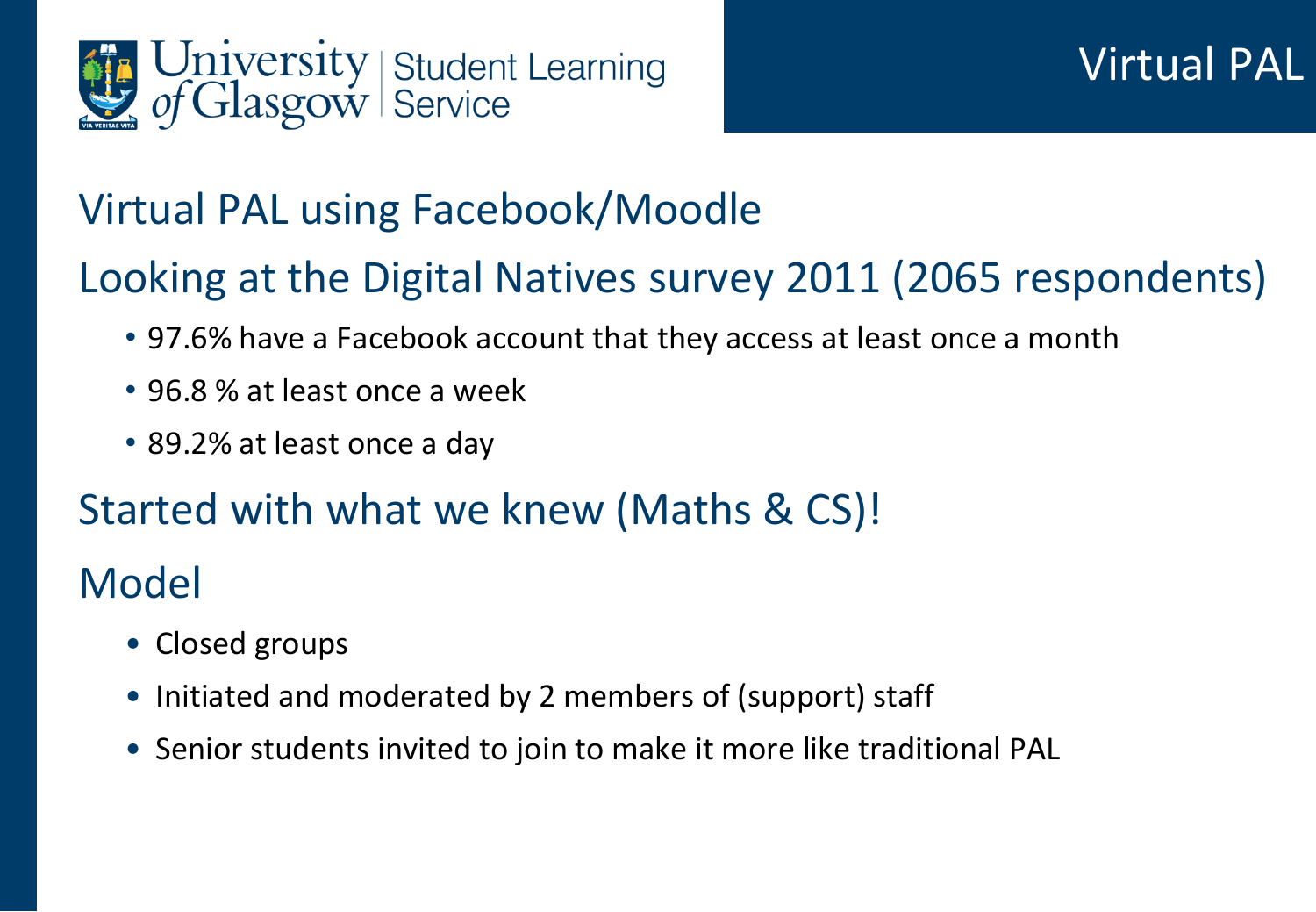# Virtual PAL

## Virtual PAL using Facebook/Moodle

## Looking at the Digital Natives survey 2011 (2065 respondents)

- 97.6% have a Facebook account that they access at least once a month
- 96.8 % at least once a week
- 89.2% at least once a day

## Started with what we knew (Maths & CS)!

## Model

- Closed groups
- Initiated and moderated by 2 members of (support) staff
- Senior students invited to join to make it more like traditional PAL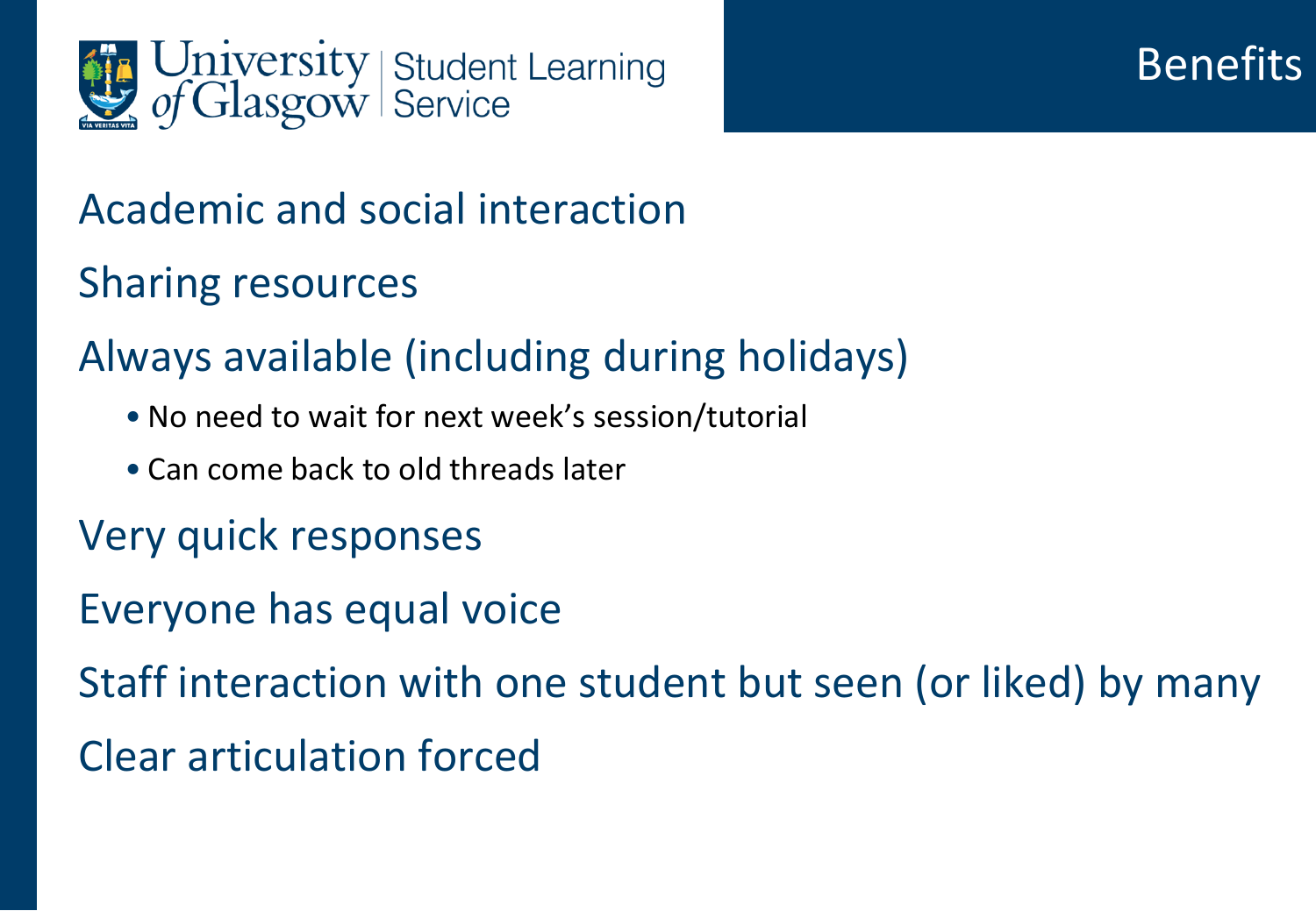# Benefits

- Academic and social interaction
- Sharing resources
- Always available (including during holidays)
  - No need to wait for next week's session/tutorial
  - Can come back to old threads later
- Very quick responses
- Everyone has equal voice
- Staff interaction with one student but seen (or liked) by many
- Clear articulation forced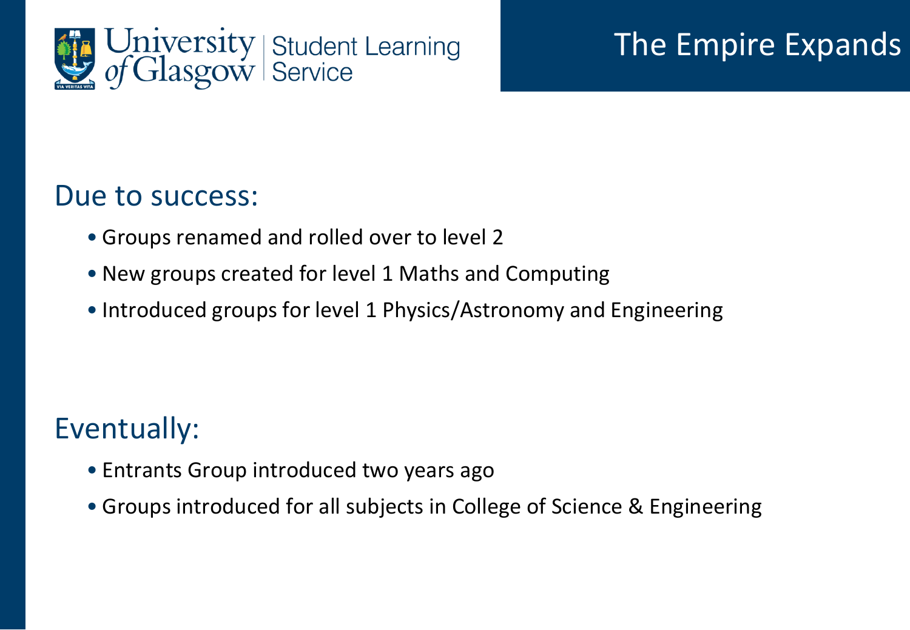# The Empire Expands

## Due to success:

- Groups renamed and rolled over to level 2
- New groups created for level 1 Maths and Computing
- Introduced groups for level 1 Physics/Astronomy and Engineering

## Eventually:

- Entrants Group introduced two years ago
- Groups introduced for all subjects in College of Science & Engineering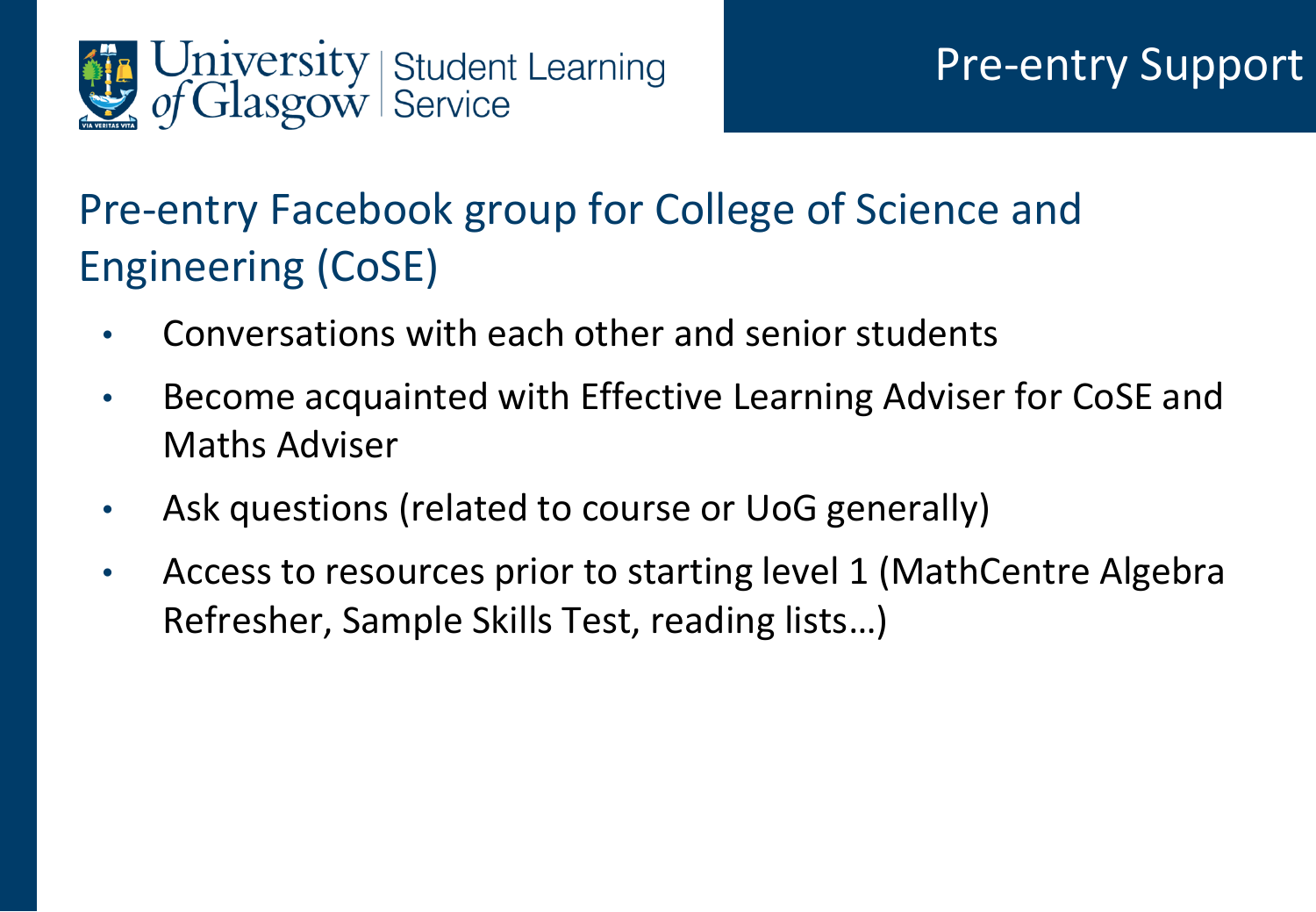# Pre-entry Support

## Pre-entry Facebook group for College of Science and Engineering (CoSE)

- Conversations with each other and senior students
- Become acquainted with Effective Learning Adviser for CoSE and Maths Adviser
- Ask questions (related to course or UoG generally)
- Access to resources prior to starting level 1 (MathCentre Algebra Refresher, Sample Skills Test, reading lists…)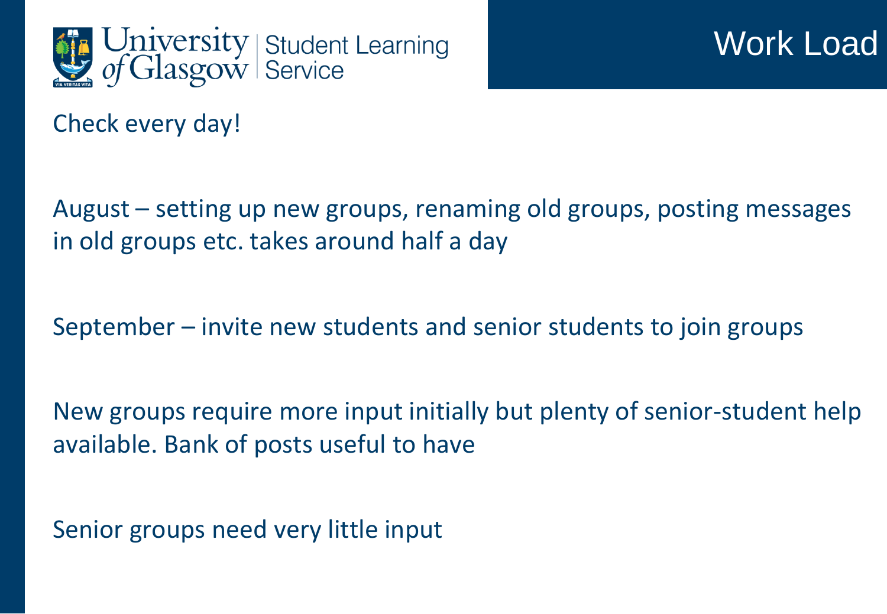# Work Load

Check every day!

August – setting up new groups, renaming old groups, posting messages in old groups etc. takes around half a day

September – invite new students and senior students to join groups

New groups require more input initially but plenty of senior-student help available. Bank of posts useful to have

Senior groups need very little input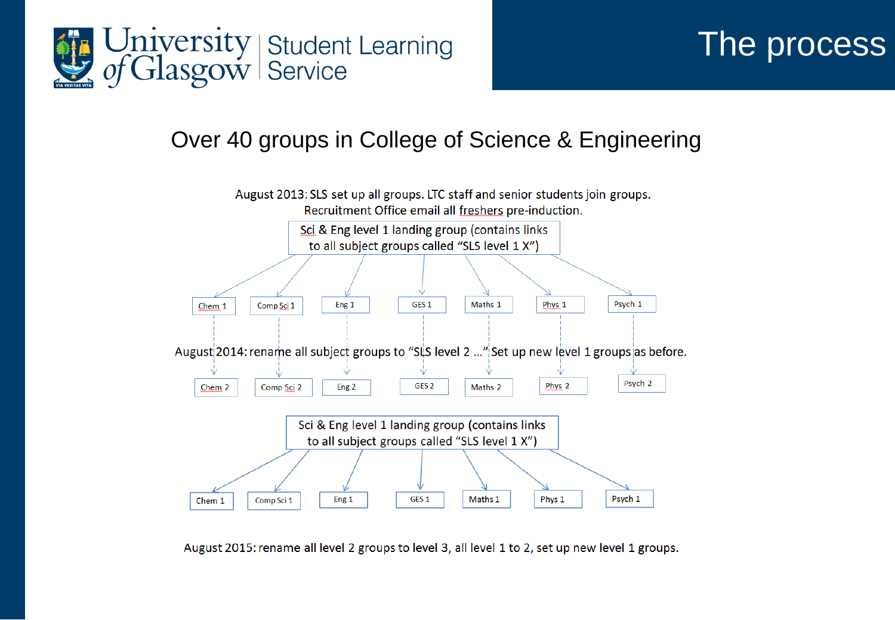# The process

## Over 40 groups in College of Science & Engineering

August 2013: SLS set up all groups. LTC staff and senior students join groups.
Recruitment Office email all freshers pre-induction.

Sci & Eng level 1 landing group (contains links to all subject groups called "SLS level 1 X")

Chem 1 | Comp Sci 1 | Eng 1 | GES 1 | Maths 1 | Phys 1 | Psych 1

August 2014: rename all subject groups to "SLS level 2 …" Set up new level 1 groups as before.

Chem 2 | Comp Sci 2 | Eng 2 | GES 2 | Maths 2 | Phys 2 | Psych 2

Sci & Eng level 1 landing group (contains links to all subject groups called "SLS level 1 X")

Chem 1 | Comp Sci 1 | Eng 1 | GES 1 | Maths 1 | Phys 1 | Psych 1

August 2015: rename all level 2 groups to level 3, all level 1 to 2, set up new level 1 groups.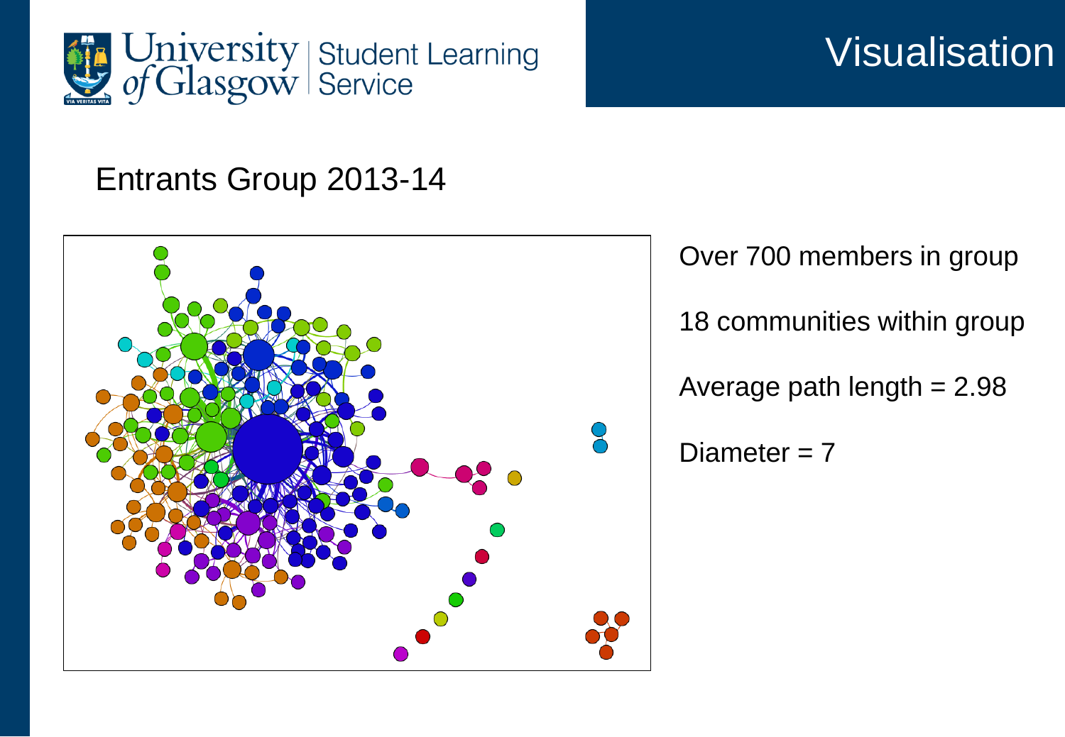# Visualisation

## Entrants Group 2013-14

Over 700 members in group

18 communities within group

Average path length = 2.98

Diameter = 7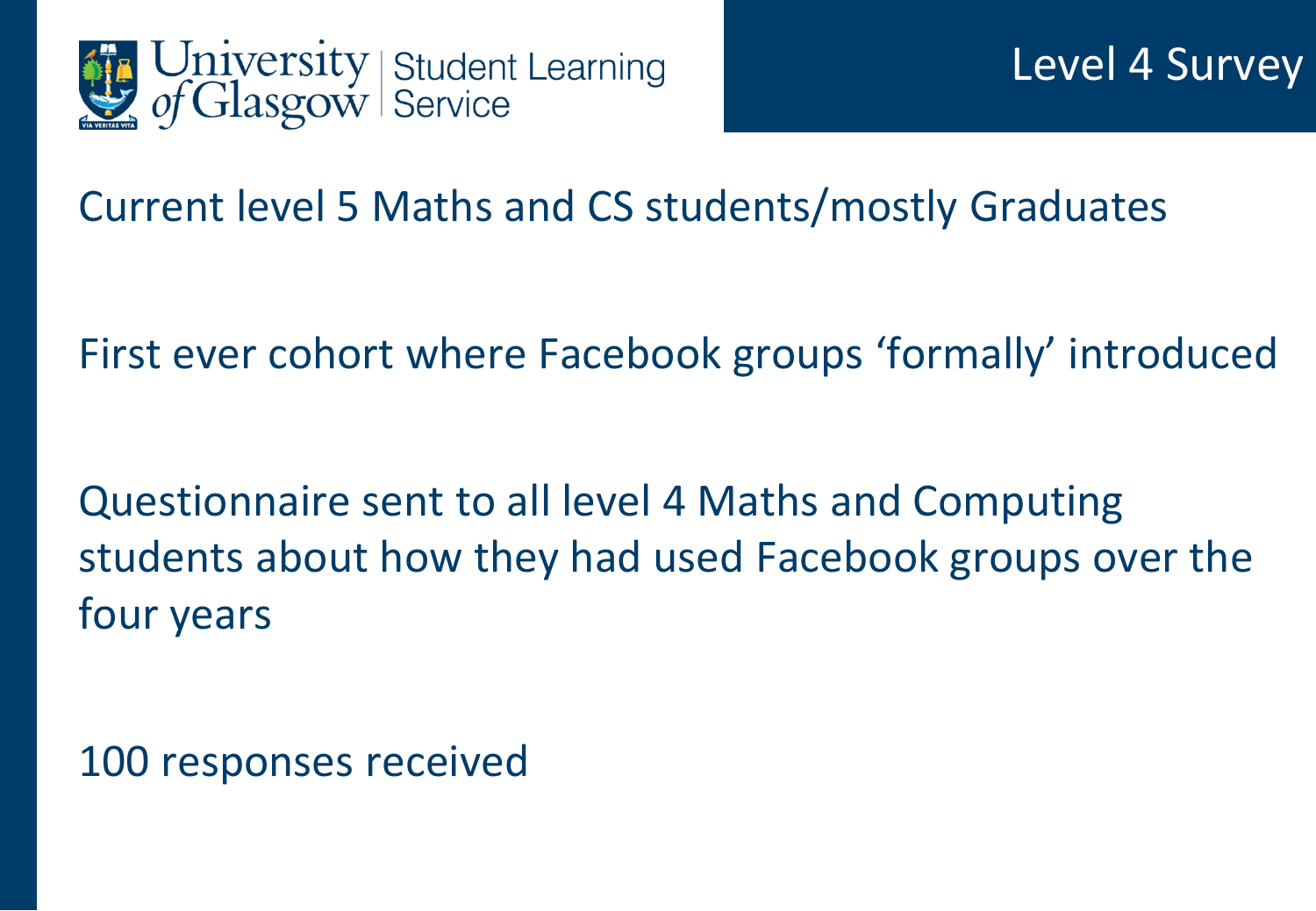# Level 4 Survey

Current level 5 Maths and CS students/mostly Graduates

First ever cohort where Facebook groups 'formally' introduced

Questionnaire sent to all level 4 Maths and Computing students about how they had used Facebook groups over the four years

100 responses received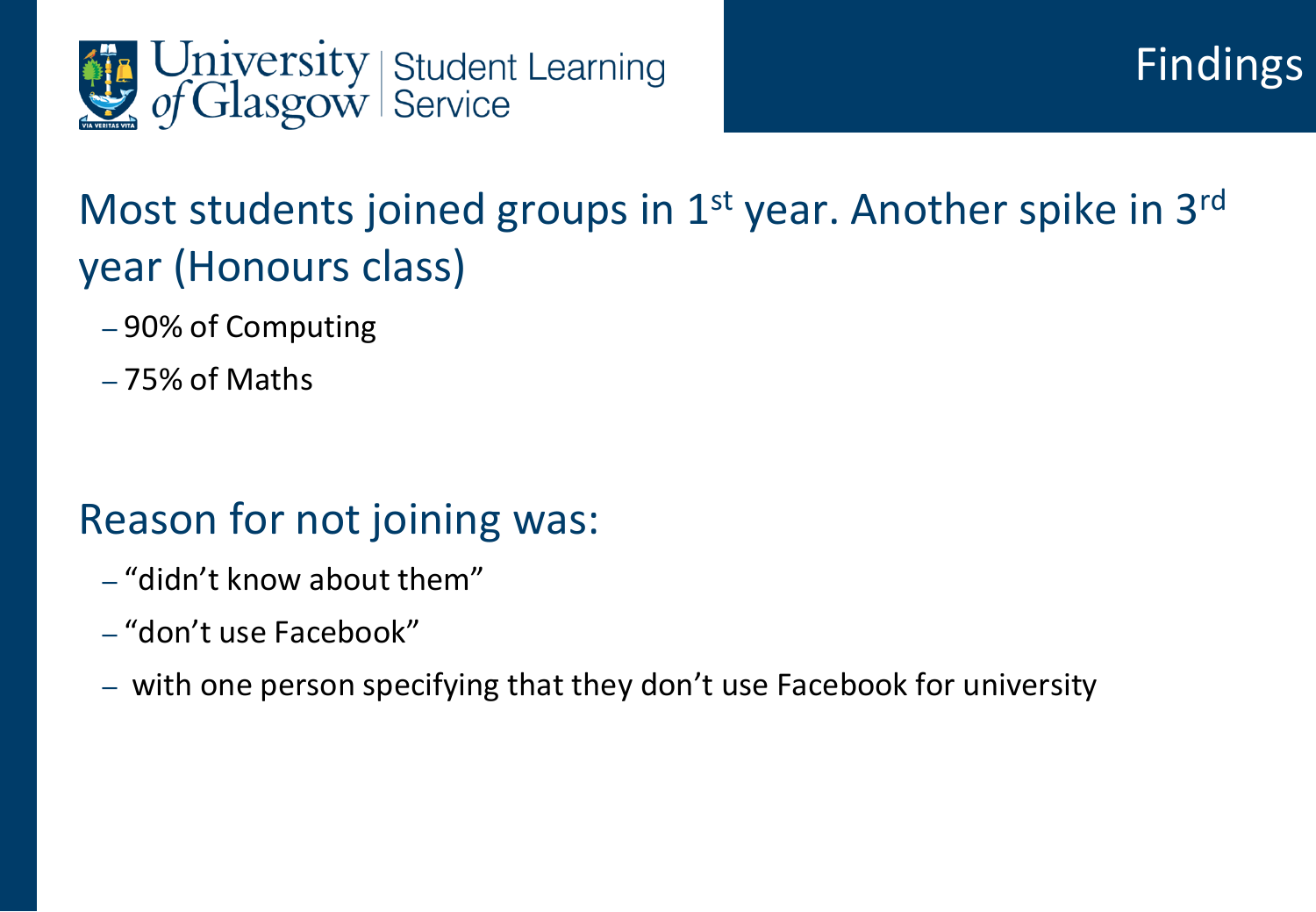# Findings

## Most students joined groups in 1st year. Another spike in 3rd year (Honours class)

- 90% of Computing
- 75% of Maths

## Reason for not joining was:

- "didn't know about them"
- "don't use Facebook"
- with one person specifying that they don't use Facebook for university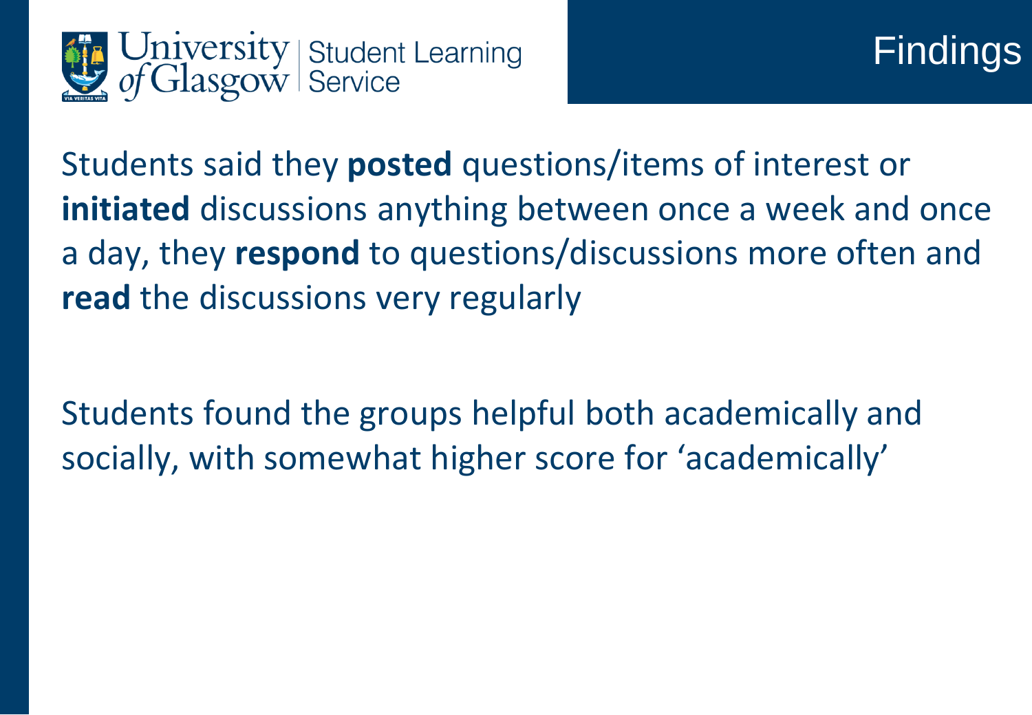# Findings

Students said they **posted** questions/items of interest or **initiated** discussions anything between once a week and once a day, they **respond** to questions/discussions more often and **read** the discussions very regularly

Students found the groups helpful both academically and socially, with somewhat higher score for 'academically'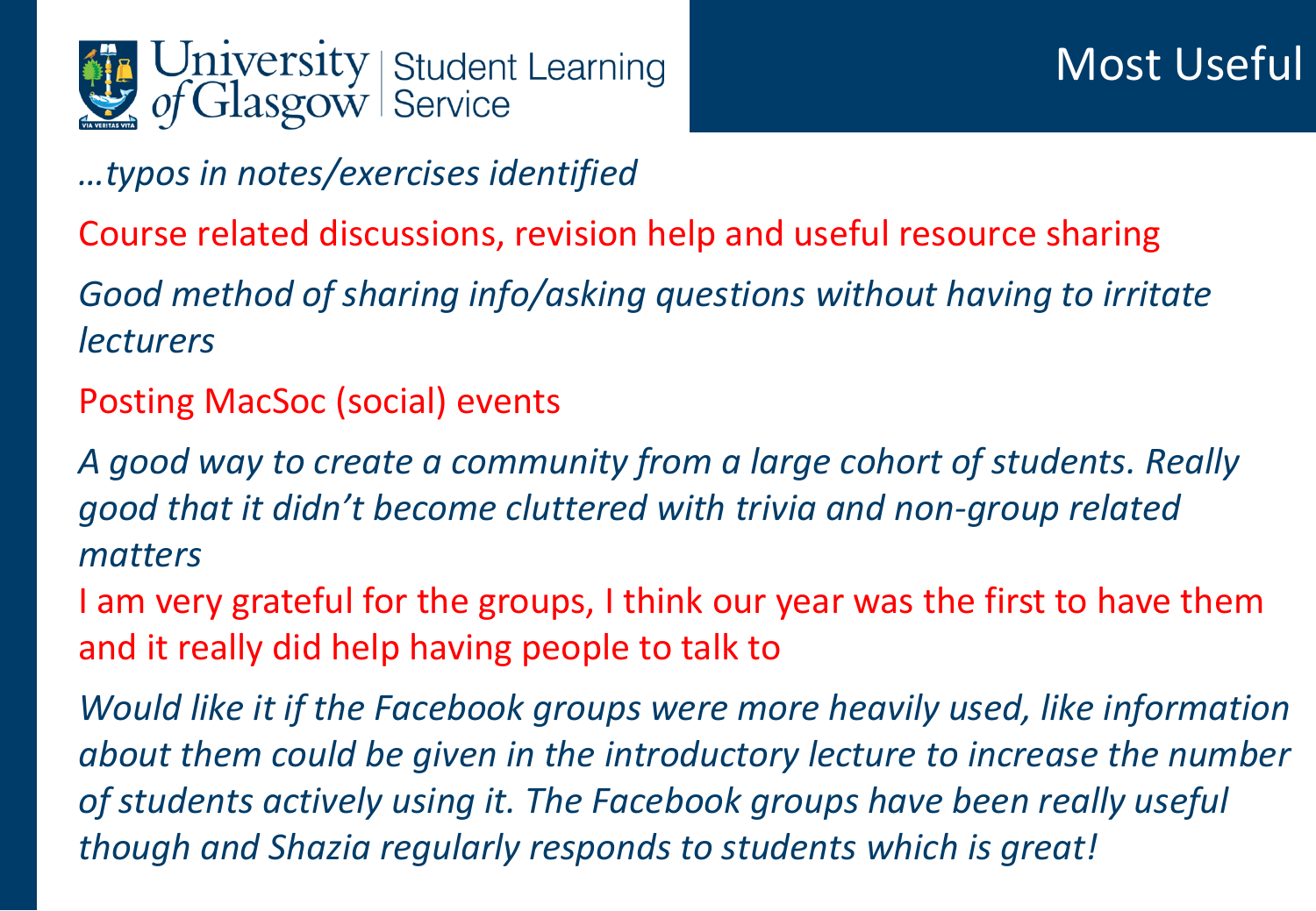# Most Useful

*…typos in notes/exercises identified*

Course related discussions, revision help and useful resource sharing

*Good method of sharing info/asking questions without having to irritate lecturers*

Posting MacSoc (social) events

*A good way to create a community from a large cohort of students. Really good that it didn't become cluttered with trivia and non-group related matters*

I am very grateful for the groups, I think our year was the first to have them and it really did help having people to talk to

*Would like it if the Facebook groups were more heavily used, like information about them could be given in the introductory lecture to increase the number of students actively using it. The Facebook groups have been really useful though and Shazia regularly responds to students which is great!*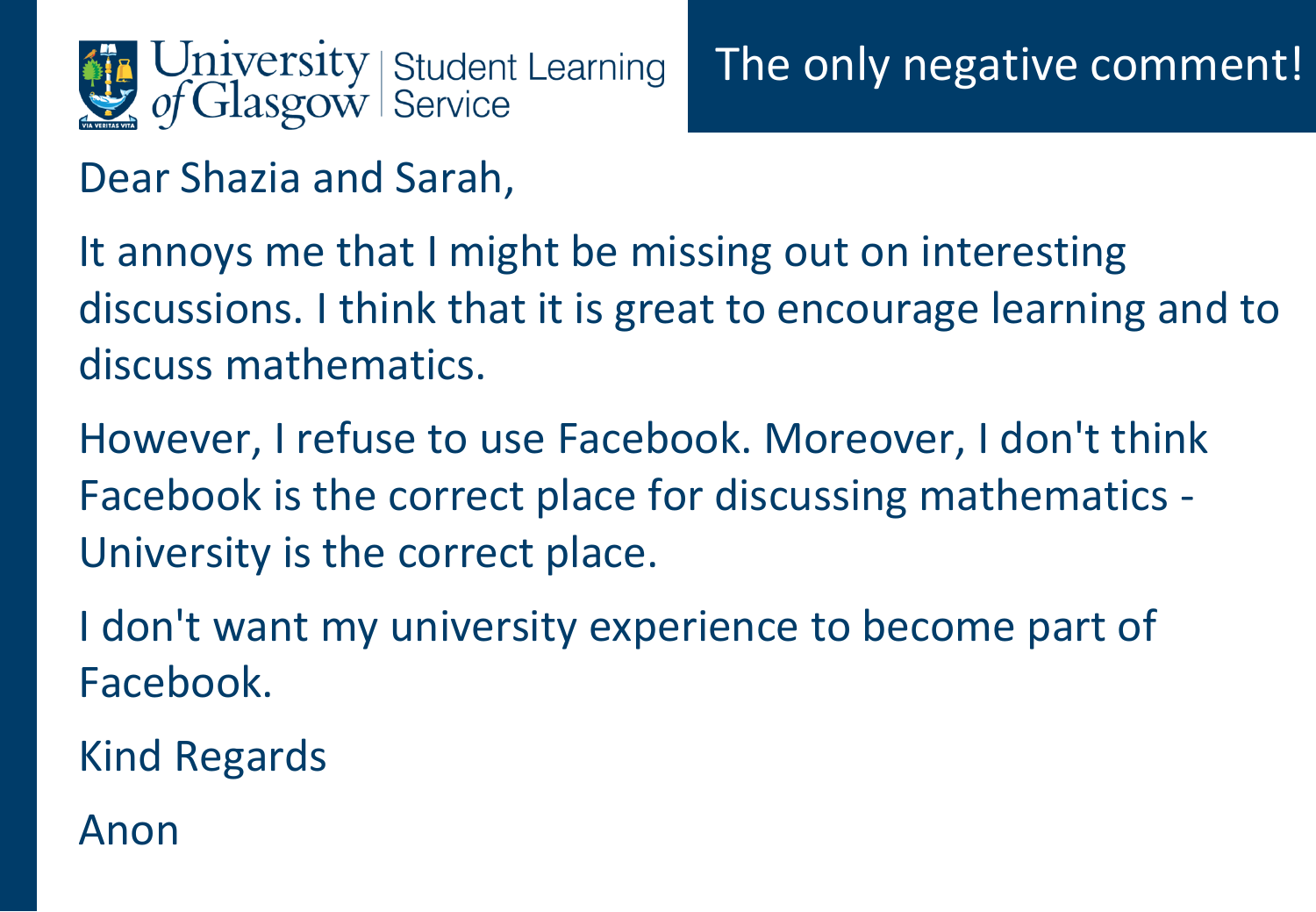# The only negative comment!

Dear Shazia and Sarah,

It annoys me that I might be missing out on interesting discussions. I think that it is great to encourage learning and to discuss mathematics.

However, I refuse to use Facebook. Moreover, I don't think Facebook is the correct place for discussing mathematics - University is the correct place.

I don't want my university experience to become part of Facebook.

Kind Regards

Anon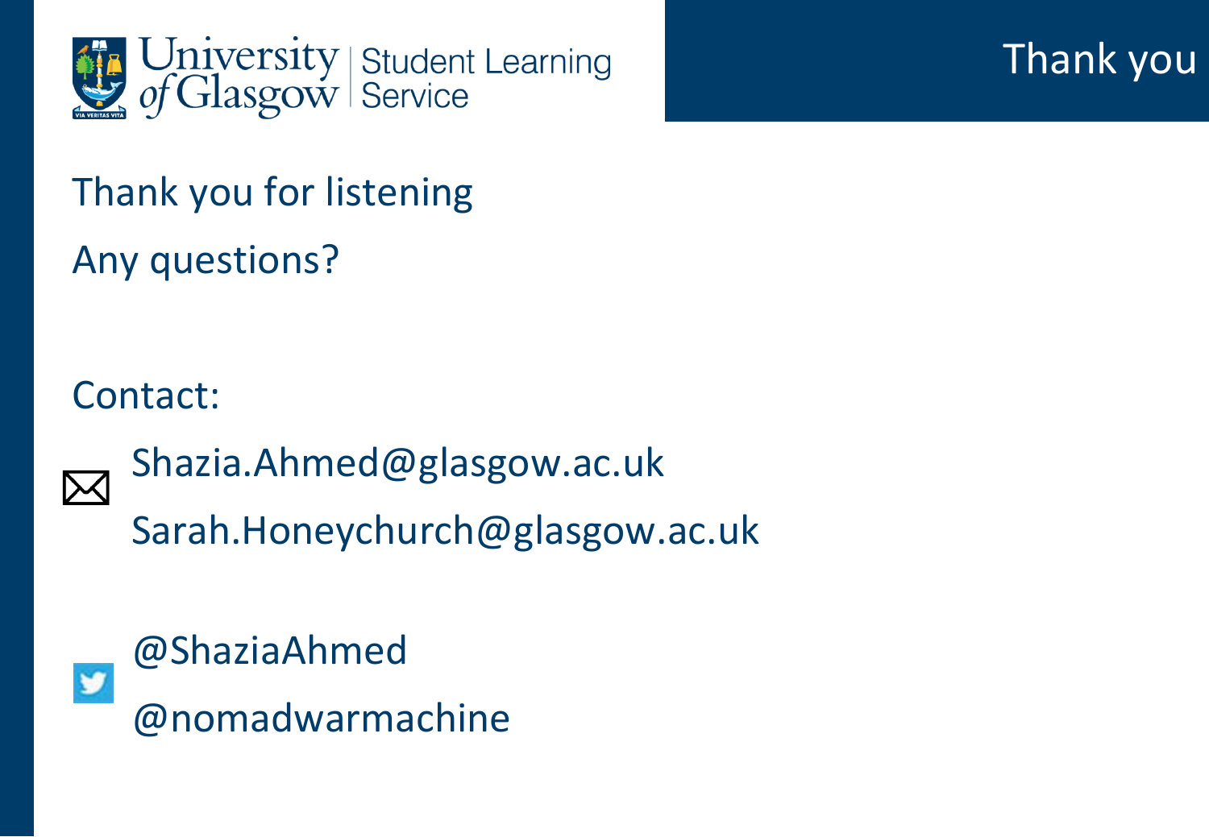University of Glasgow | Student Learning Service

# Thank you

Thank you for listening

Any questions?

Contact:

Shazia.Ahmed@glasgow.ac.uk

Sarah.Honeychurch@glasgow.ac.uk

@ShaziaAhmed

@nomadwarmachine